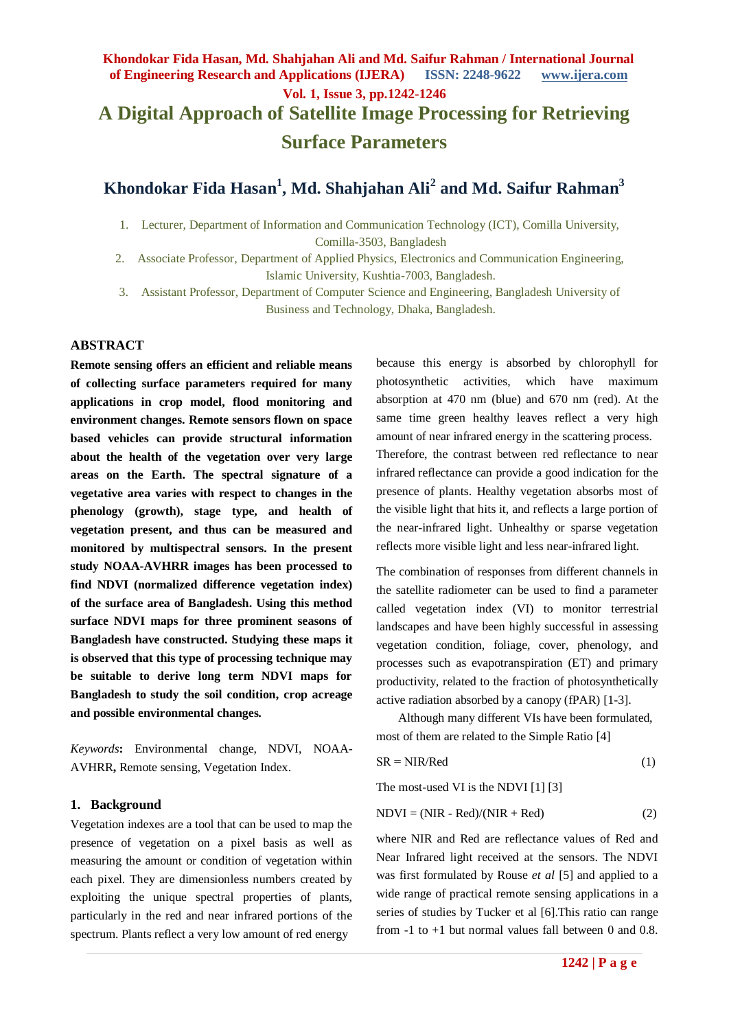# A Digital Approach of Satellite Image Processing for Retrieving Surface Parameters

## Khondokar Fida Hasan[1], Md. Shahjahan Ali[2] and Md. Saifur Rahman[3]

1. Lecturer, Department of Information and Communication Technology (ICT), Comilla University, Comilla-3503, Bangladesh
2. Associate Professor, Department of Applied Physics, Electronics and Communication Engineering, Islamic University, Kushtia-7003, Bangladesh.
3. Assistant Professor, Department of Computer Science and Engineering, Bangladesh University of Business and Technology, Dhaka, Bangladesh.

### ABSTRACT

**Remote sensing offers an efficient and reliable means of collecting surface parameters required for many applications in crop model, flood monitoring and environment changes. Remote sensors flown on space based vehicles can provide structural information about the health of the vegetation over very large areas on the Earth. The spectral signature of a vegetative area varies with respect to changes in the phenology (growth), stage type, and health of vegetation present, and thus can be measured and monitored by multispectral sensors. In the present study NOAA-AVHRR images has been processed to find NDVI (normalized difference vegetation index) of the surface area of Bangladesh. Using this method surface NDVI maps for three prominent seasons of Bangladesh have constructed. Studying these maps it is observed that this type of processing technique may be suitable to derive long term NDVI maps for Bangladesh to study the soil condition, crop acreage and possible environmental changes.**

*Keywords***:** Environmental change, NDVI, NOAA-AVHRR**,** Remote sensing, Vegetation Index.

### 1. Background

Vegetation indexes are a tool that can be used to map the presence of vegetation on a pixel basis as well as measuring the amount or condition of vegetation within each pixel. They are dimensionless numbers created by exploiting the unique spectral properties of plants, particularly in the red and near infrared portions of the spectrum. Plants reflect a very low amount of red energy because this energy is absorbed by chlorophyll for photosynthetic activities, which have maximum absorption at 470 nm (blue) and 670 nm (red). At the same time green healthy leaves reflect a very high amount of near infrared energy in the scattering process. Therefore, the contrast between red reflectance to near infrared reflectance can provide a good indication for the presence of plants. Healthy vegetation absorbs most of the visible light that hits it, and reflects a large portion of the near-infrared light. Unhealthy or sparse vegetation reflects more visible light and less near-infrared light.

The combination of responses from different channels in the satellite radiometer can be used to find a parameter called vegetation index (VI) to monitor terrestrial landscapes and have been highly successful in assessing vegetation condition, foliage, cover, phenology, and processes such as evapotranspiration (ET) and primary productivity, related to the fraction of photosynthetically active radiation absorbed by a canopy (fPAR) [1-3].

Although many different VIs have been formulated, most of them are related to the Simple Ratio [4]

$$SR = NIR/Red \tag{1}$$

The most-used VI is the NDVI [1] [3]

$$NDVI = (NIR - Red)/(NIR + Red) \tag{2}$$

where NIR and Red are reflectance values of Red and Near Infrared light received at the sensors. The NDVI was first formulated by Rouse *et al* [5] and applied to a wide range of practical remote sensing applications in a series of studies by Tucker et al [6].This ratio can range from -1 to +1 but normal values fall between 0 and 0.8.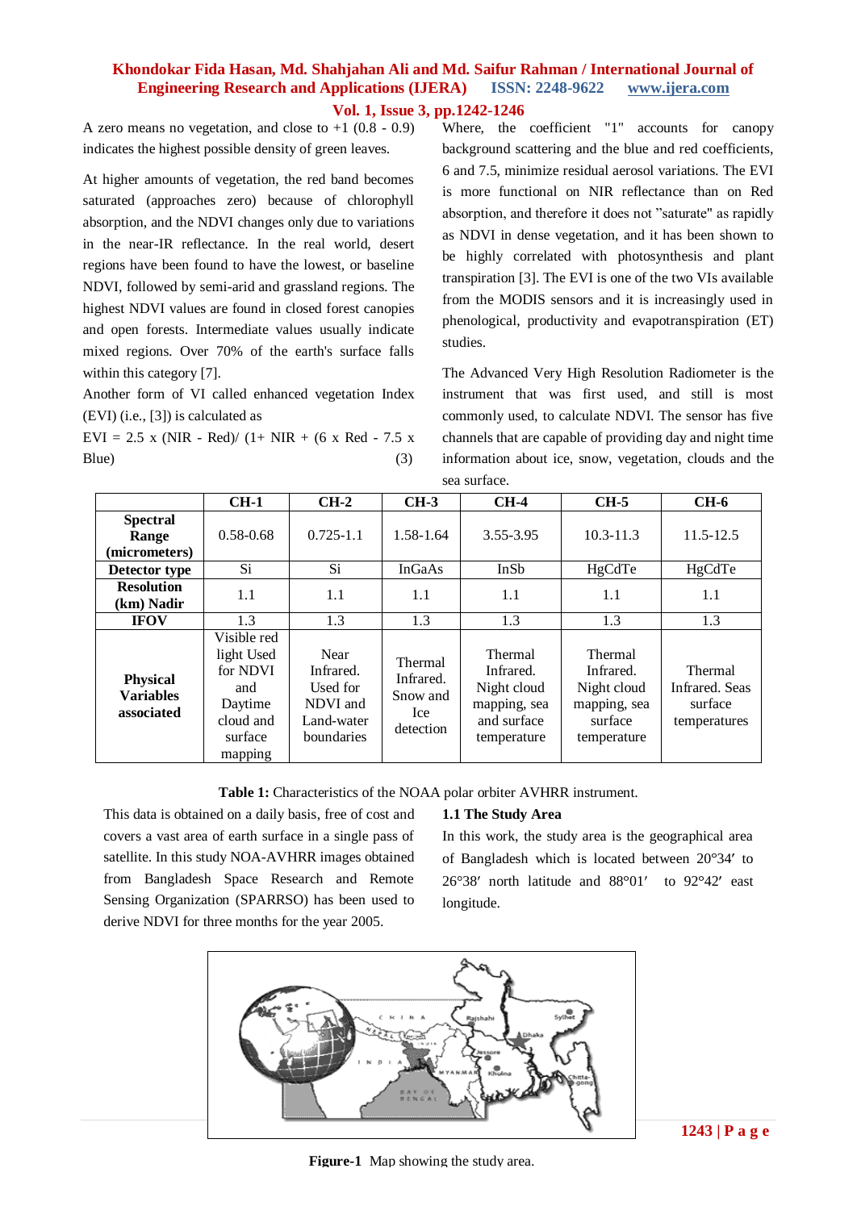A zero means no vegetation, and close to +1 (0.8 - 0.9) indicates the highest possible density of green leaves.

At higher amounts of vegetation, the red band becomes saturated (approaches zero) because of chlorophyll absorption, and the NDVI changes only due to variations in the near-IR reflectance. In the real world, desert regions have been found to have the lowest, or baseline NDVI, followed by semi-arid and grassland regions. The highest NDVI values are found in closed forest canopies and open forests. Intermediate values usually indicate mixed regions. Over 70% of the earth's surface falls within this category [7].

Another form of VI called enhanced vegetation Index (EVI) (i.e., [3]) is calculated as

$$EVI = 2.5 \times (NIR - Red)/ (1+ NIR + (6 \times Red - 7.5 \times Blue) \quad (3)$$

Where, the coefficient "1" accounts for canopy background scattering and the blue and red coefficients, 6 and 7.5, minimize residual aerosol variations. The EVI is more functional on NIR reflectance than on Red absorption, and therefore it does not "saturate" as rapidly as NDVI in dense vegetation, and it has been shown to be highly correlated with photosynthesis and plant transpiration [3]. The EVI is one of the two VIs available from the MODIS sensors and it is increasingly used in phenological, productivity and evapotranspiration (ET) studies.

The Advanced Very High Resolution Radiometer is the instrument that was first used, and still is most commonly used, to calculate NDVI. The sensor has five channels that are capable of providing day and night time information about ice, snow, vegetation, clouds and the sea surface.

| | CH-1 | CH-2 | CH-3 | CH-4 | CH-5 | CH-6 |
|---|---|---|---|---|---|---|
| **Spectral Range (micrometers)** | 0.58-0.68 | 0.725-1.1 | 1.58-1.64 | 3.55-3.95 | 10.3-11.3 | 11.5-12.5 |
| **Detector type** | Si | Si | InGaAs | InSb | HgCdTe | HgCdTe |
| **Resolution (km) Nadir** | 1.1 | 1.1 | 1.1 | 1.1 | 1.1 | 1.1 |
| **IFOV** | 1.3 | 1.3 | 1.3 | 1.3 | 1.3 | 1.3 |
| **Physical Variables associated** | Visible red light Used for NDVI and Daytime cloud and surface mapping | Near Infrared. Used for NDVI and Land-water boundaries | Thermal Infrared. Snow and Ice detection | Thermal Infrared. Night cloud mapping, sea and surface temperature | Thermal Infrared. Night cloud mapping, sea surface temperature | Thermal Infrared. Seas surface temperatures |

**Table 1:** Characteristics of the NOAA polar orbiter AVHRR instrument.

This data is obtained on a daily basis, free of cost and covers a vast area of earth surface in a single pass of satellite. In this study NOA-AVHRR images obtained from Bangladesh Space Research and Remote Sensing Organization (SPARRSO) has been used to derive NDVI for three months for the year 2005.

### 1.1 The Study Area

In this work, the study area is the geographical area of Bangladesh which is located between 20°34′ to 26°38′ north latitude and 88°01′ to 92°42′ east longitude.

**Figure-1** Map showing the study area.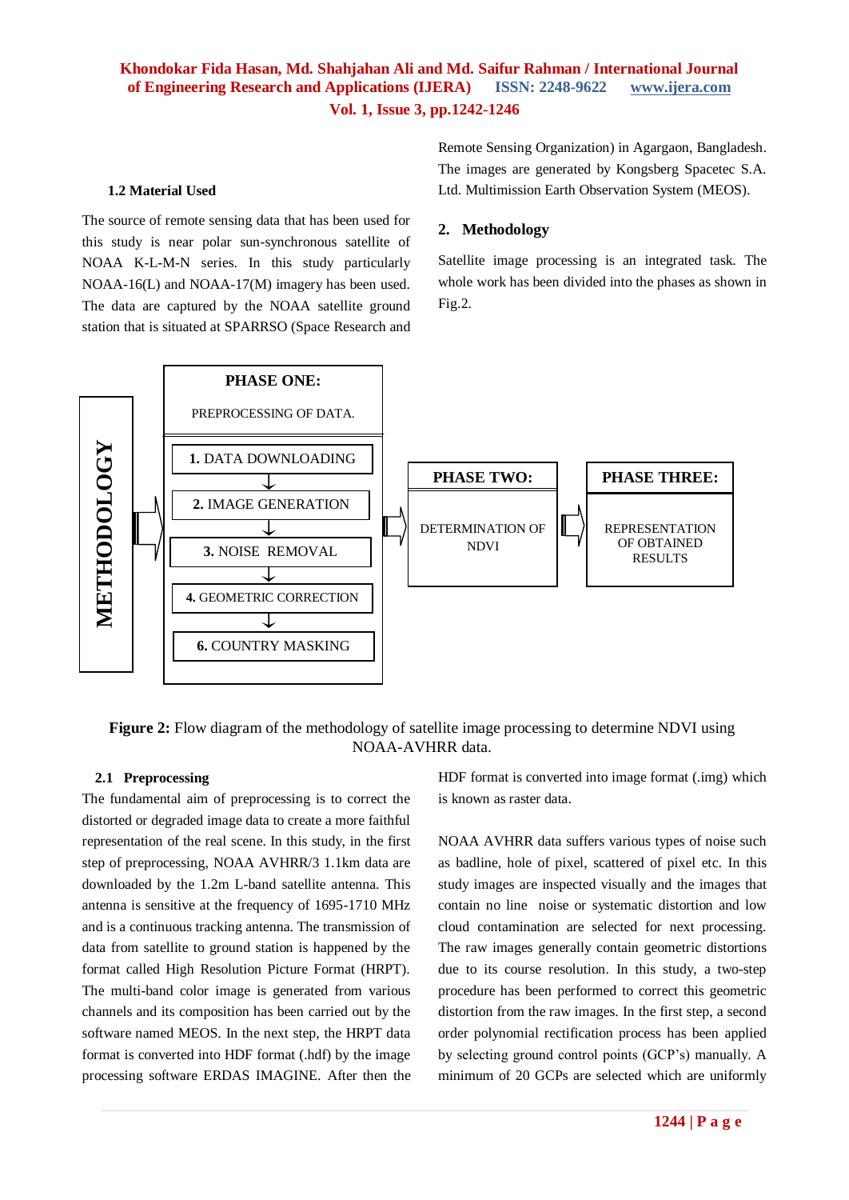### 1.2 Material Used

The source of remote sensing data that has been used for this study is near polar sun-synchronous satellite of NOAA K-L-M-N series. In this study particularly NOAA-16(L) and NOAA-17(M) imagery has been used. The data are captured by the NOAA satellite ground station that is situated at SPARRSO (Space Research and Remote Sensing Organization) in Agargaon, Bangladesh. The images are generated by Kongsberg Spacetec S.A. Ltd. Multimission Earth Observation System (MEOS).

## 2. Methodology

Satellite image processing is an integrated task. The whole work has been divided into the phases as shown in Fig.2.

**METHODOLOGY**

**PHASE ONE:** PREPROCESSING OF DATA.

- **1.** DATA DOWNLOADING
- **2.** IMAGE GENERATION
- **3.** NOISE REMOVAL
- **4.** GEOMETRIC CORRECTION
- **6.** COUNTRY MASKING

**PHASE TWO:** DETERMINATION OF NDVI

**PHASE THREE:** REPRESENTATION OF OBTAINED RESULTS

**Figure 2:** Flow diagram of the methodology of satellite image processing to determine NDVI using NOAA-AVHRR data.

### 2.1 Preprocessing

The fundamental aim of preprocessing is to correct the distorted or degraded image data to create a more faithful representation of the real scene. In this study, in the first step of preprocessing, NOAA AVHRR/3 1.1km data are downloaded by the 1.2m L-band satellite antenna. This antenna is sensitive at the frequency of 1695-1710 MHz and is a continuous tracking antenna. The transmission of data from satellite to ground station is happened by the format called High Resolution Picture Format (HRPT). The multi-band color image is generated from various channels and its composition has been carried out by the software named MEOS. In the next step, the HRPT data format is converted into HDF format (.hdf) by the image processing software ERDAS IMAGINE. After then the HDF format is converted into image format (.img) which is known as raster data.

NOAA AVHRR data suffers various types of noise such as badline, hole of pixel, scattered of pixel etc. In this study images are inspected visually and the images that contain no line noise or systematic distortion and low cloud contamination are selected for next processing. The raw images generally contain geometric distortions due to its course resolution. In this study, a two-step procedure has been performed to correct this geometric distortion from the raw images. In the first step, a second order polynomial rectification process has been applied by selecting ground control points (GCP's) manually. A minimum of 20 GCPs are selected which are uniformly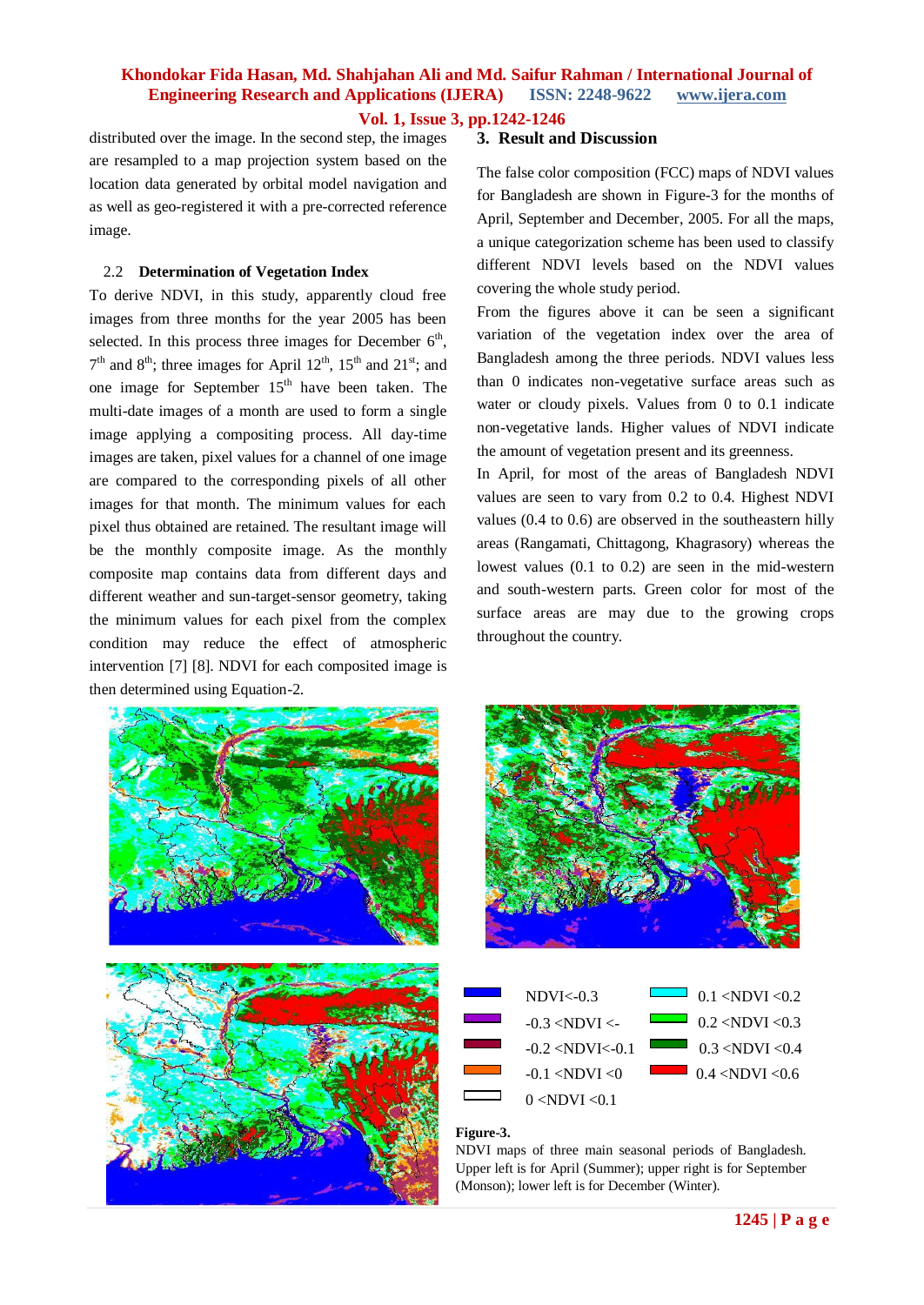distributed over the image. In the second step, the images are resampled to a map projection system based on the location data generated by orbital model navigation and as well as geo-registered it with a pre-corrected reference image.

### 2.2 Determination of Vegetation Index

To derive NDVI, in this study, apparently cloud free images from three months for the year 2005 has been selected. In this process three images for December 6th, 7th and 8th; three images for April 12th, 15th and 21st; and one image for September 15th have been taken. The multi-date images of a month are used to form a single image applying a compositing process. All day-time images are taken, pixel values for a channel of one image are compared to the corresponding pixels of all other images for that month. The minimum values for each pixel thus obtained are retained. The resultant image will be the monthly composite image. As the monthly composite map contains data from different days and different weather and sun-target-sensor geometry, taking the minimum values for each pixel from the complex condition may reduce the effect of atmospheric intervention [7] [8]. NDVI for each composited image is then determined using Equation-2.

## 3. Result and Discussion

The false color composition (FCC) maps of NDVI values for Bangladesh are shown in Figure-3 for the months of April, September and December, 2005. For all the maps, a unique categorization scheme has been used to classify different NDVI levels based on the NDVI values covering the whole study period.

From the figures above it can be seen a significant variation of the vegetation index over the area of Bangladesh among the three periods. NDVI values less than 0 indicates non-vegetative surface areas such as water or cloudy pixels. Values from 0 to 0.1 indicate non-vegetative lands. Higher values of NDVI indicate the amount of vegetation present and its greenness.

In April, for most of the areas of Bangladesh NDVI values are seen to vary from 0.2 to 0.4. Highest NDVI values (0.4 to 0.6) are observed in the southeastern hilly areas (Rangamati, Chittagong, Khagrasory) whereas the lowest values (0.1 to 0.2) are seen in the mid-western and south-western parts. Green color for most of the surface areas are may due to the growing crops throughout the country.

NDVI<-0.3
-0.3 <NDVI <-
-0.2 <NDVI<-0.1
-0.1 <NDVI <0
0 <NDVI <0.1
0.1 <NDVI <0.2
0.2 <NDVI <0.3
0.3 <NDVI <0.4
0.4 <NDVI <0.6

**Figure-3.**
NDVI maps of three main seasonal periods of Bangladesh. Upper left is for April (Summer); upper right is for September (Monson); lower left is for December (Winter).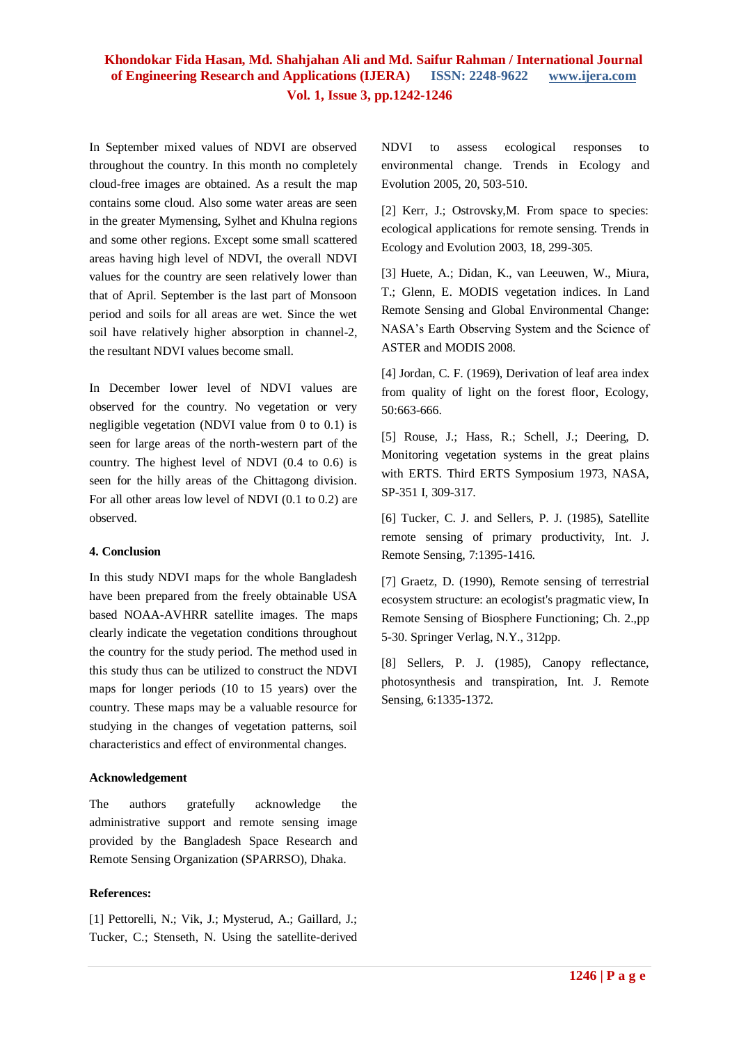In September mixed values of NDVI are observed throughout the country. In this month no completely cloud-free images are obtained. As a result the map contains some cloud. Also some water areas are seen in the greater Mymensing, Sylhet and Khulna regions and some other regions. Except some small scattered areas having high level of NDVI, the overall NDVI values for the country are seen relatively lower than that of April. September is the last part of Monsoon period and soils for all areas are wet. Since the wet soil have relatively higher absorption in channel-2, the resultant NDVI values become small.

In December lower level of NDVI values are observed for the country. No vegetation or very negligible vegetation (NDVI value from 0 to 0.1) is seen for large areas of the north-western part of the country. The highest level of NDVI (0.4 to 0.6) is seen for the hilly areas of the Chittagong division. For all other areas low level of NDVI (0.1 to 0.2) are observed.

## 4. Conclusion

In this study NDVI maps for the whole Bangladesh have been prepared from the freely obtainable USA based NOAA-AVHRR satellite images. The maps clearly indicate the vegetation conditions throughout the country for the study period. The method used in this study thus can be utilized to construct the NDVI maps for longer periods (10 to 15 years) over the country. These maps may be a valuable resource for studying in the changes of vegetation patterns, soil characteristics and effect of environmental changes.

## Acknowledgement

The authors gratefully acknowledge the administrative support and remote sensing image provided by the Bangladesh Space Research and Remote Sensing Organization (SPARRSO), Dhaka.

## References:

[1] Pettorelli, N.; Vik, J.; Mysterud, A.; Gaillard, J.; Tucker, C.; Stenseth, N. Using the satellite-derived NDVI to assess ecological responses to environmental change. Trends in Ecology and Evolution 2005, 20, 503-510.

[2] Kerr, J.; Ostrovsky,M. From space to species: ecological applications for remote sensing. Trends in Ecology and Evolution 2003, 18, 299-305.

[3] Huete, A.; Didan, K., van Leeuwen, W., Miura, T.; Glenn, E. MODIS vegetation indices. In Land Remote Sensing and Global Environmental Change: NASA's Earth Observing System and the Science of ASTER and MODIS 2008.

[4] Jordan, C. F. (1969), Derivation of leaf area index from quality of light on the forest floor, Ecology, 50:663-666.

[5] Rouse, J.; Hass, R.; Schell, J.; Deering, D. Monitoring vegetation systems in the great plains with ERTS. Third ERTS Symposium 1973, NASA, SP-351 I, 309-317.

[6] Tucker, C. J. and Sellers, P. J. (1985), Satellite remote sensing of primary productivity, Int. J. Remote Sensing, 7:1395-1416.

[7] Graetz, D. (1990), Remote sensing of terrestrial ecosystem structure: an ecologist's pragmatic view, In Remote Sensing of Biosphere Functioning; Ch. 2.,pp 5-30. Springer Verlag, N.Y., 312pp.

[8] Sellers, P. J. (1985), Canopy reflectance, photosynthesis and transpiration, Int. J. Remote Sensing, 6:1335-1372.